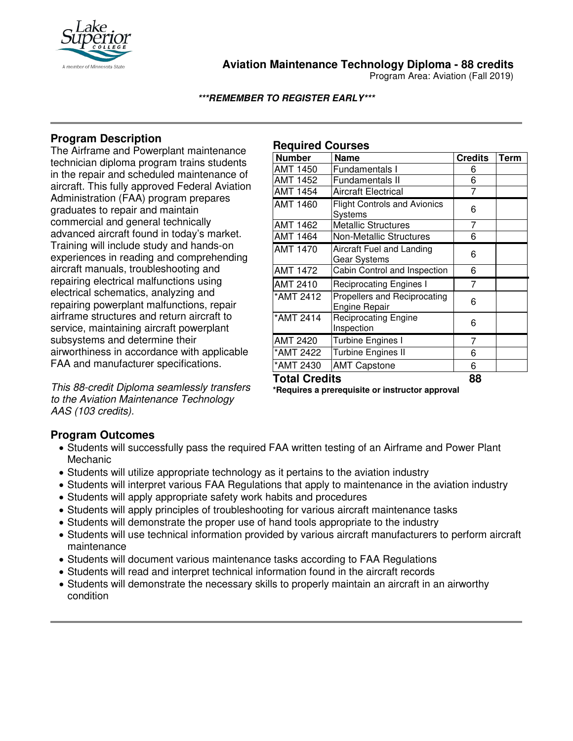# Aviation Maintenance Technology Diploma - 88 credits

Program Area: Aviation (Fall 2019)

***REMEMBER TO REGISTER EARLY***

## Program Description

The Airframe and Powerplant maintenance technician diploma program trains students in the repair and scheduled maintenance of aircraft. This fully approved Federal Aviation Administration (FAA) program prepares graduates to repair and maintain commercial and general technically advanced aircraft found in today's market. Training will include study and hands-on experiences in reading and comprehending aircraft manuals, troubleshooting and repairing electrical malfunctions using electrical schematics, analyzing and repairing powerplant malfunctions, repair airframe structures and return aircraft to service, maintaining aircraft powerplant subsystems and determine their airworthiness in accordance with applicable FAA and manufacturer specifications.

*This 88-credit Diploma seamlessly transfers to the Aviation Maintenance Technology AAS (103 credits).*

## Required Courses

| Number | Name | Credits | Term |
|---|---|---|---|
| AMT 1450 | Fundamentals I | 6 | |
| AMT 1452 | Fundamentals II | 6 | |
| AMT 1454 | Aircraft Electrical | 7 | |
| AMT 1460 | Flight Controls and Avionics Systems | 6 | |
| AMT 1462 | Metallic Structures | 7 | |
| AMT 1464 | Non-Metallic Structures | 6 | |
| AMT 1470 | Aircraft Fuel and Landing Gear Systems | 6 | |
| AMT 1472 | Cabin Control and Inspection | 6 | |
| AMT 2410 | Reciprocating Engines I | 7 | |
| *AMT 2412 | Propellers and Reciprocating Engine Repair | 6 | |
| *AMT 2414 | Reciprocating Engine Inspection | 6 | |
| AMT 2420 | Turbine Engines I | 7 | |
| *AMT 2422 | Turbine Engines II | 6 | |
| *AMT 2430 | AMT Capstone | 6 | |
| **Total Credits** | | **88** | |

**\*Requires a prerequisite or instructor approval**

## Program Outcomes

- Students will successfully pass the required FAA written testing of an Airframe and Power Plant Mechanic
- Students will utilize appropriate technology as it pertains to the aviation industry
- Students will interpret various FAA Regulations that apply to maintenance in the aviation industry
- Students will apply appropriate safety work habits and procedures
- Students will apply principles of troubleshooting for various aircraft maintenance tasks
- Students will demonstrate the proper use of hand tools appropriate to the industry
- Students will use technical information provided by various aircraft manufacturers to perform aircraft maintenance
- Students will document various maintenance tasks according to FAA Regulations
- Students will read and interpret technical information found in the aircraft records
- Students will demonstrate the necessary skills to properly maintain an aircraft in an airworthy condition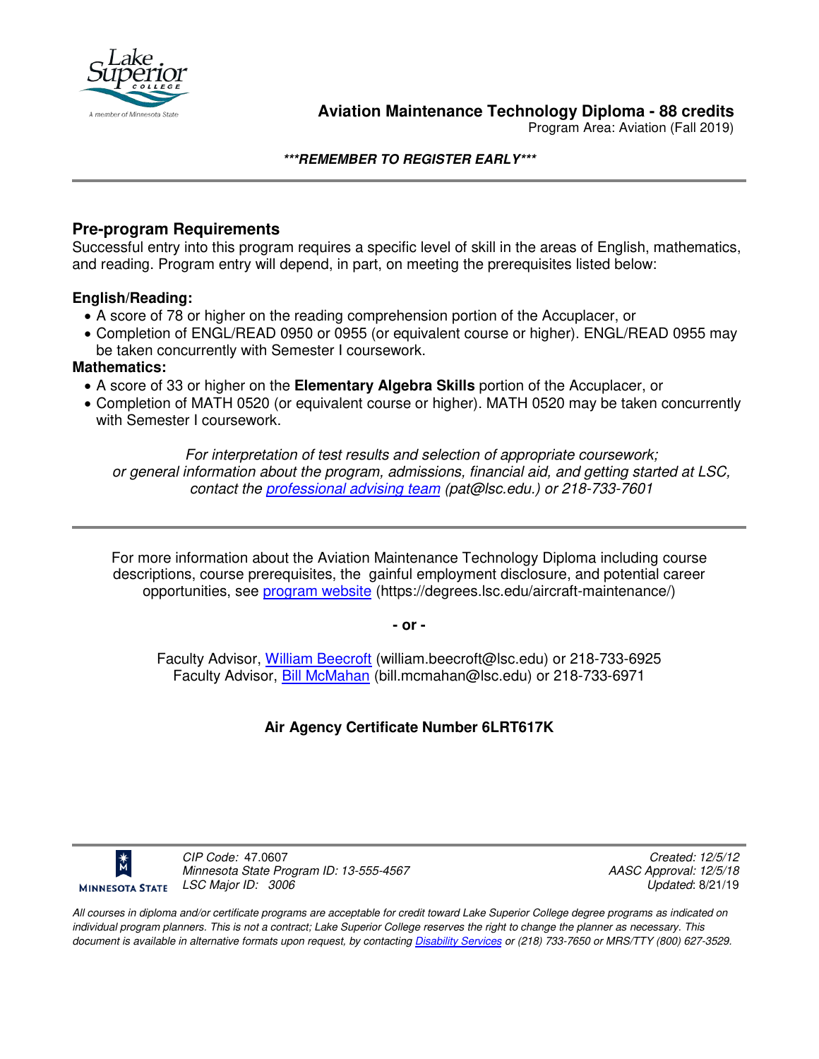# Aviation Maintenance Technology Diploma - 88 credits

Program Area: Aviation (Fall 2019)

***REMEMBER TO REGISTER EARLY***

## Pre-program Requirements

Successful entry into this program requires a specific level of skill in the areas of English, mathematics, and reading. Program entry will depend, in part, on meeting the prerequisites listed below:

**English/Reading:**

- A score of 78 or higher on the reading comprehension portion of the Accuplacer, or
- Completion of ENGL/READ 0950 or 0955 (or equivalent course or higher). ENGL/READ 0955 may be taken concurrently with Semester I coursework.

**Mathematics:**

- A score of 33 or higher on the **Elementary Algebra Skills** portion of the Accuplacer, or
- Completion of MATH 0520 (or equivalent course or higher). MATH 0520 may be taken concurrently with Semester I coursework.

*For interpretation of test results and selection of appropriate coursework; or general information about the program, admissions, financial aid, and getting started at LSC, contact the professional advising team (pat@lsc.edu.) or 218-733-7601*

---

For more information about the Aviation Maintenance Technology Diploma including course descriptions, course prerequisites, the gainful employment disclosure, and potential career opportunities, see program website (https://degrees.lsc.edu/aircraft-maintenance/)

**- or -**

Faculty Advisor, William Beecroft (william.beecroft@lsc.edu) or 218-733-6925
Faculty Advisor, Bill McMahan (bill.mcmahan@lsc.edu) or 218-733-6971

**Air Agency Certificate Number 6LRT617K**

---

*CIP Code:* 47.0607
*Minnesota State Program ID: 13-555-4567*
*LSC Major ID: 3006*

*Created: 12/5/12*
*AASC Approval: 12/5/18*
*Updated*: 8/21/19

*All courses in diploma and/or certificate programs are acceptable for credit toward Lake Superior College degree programs as indicated on individual program planners. This is not a contract; Lake Superior College reserves the right to change the planner as necessary. This document is available in alternative formats upon request, by contacting Disability Services or (218) 733-7650 or MRS/TTY (800) 627-3529.*